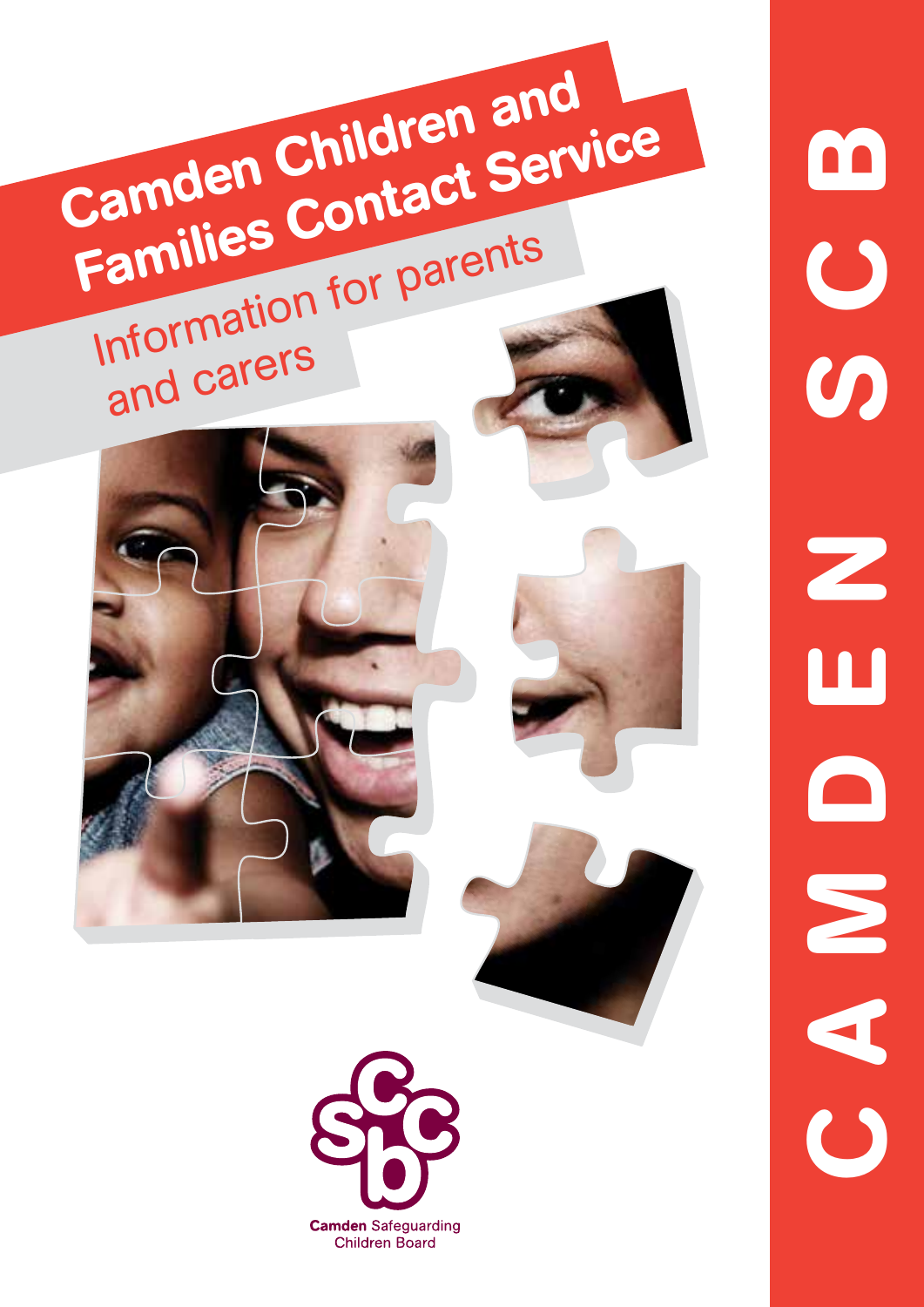# Camden Children and Families Contact Service

## Information for parents and carers

Camden Safeguarding Children Board

CAMDEN SCB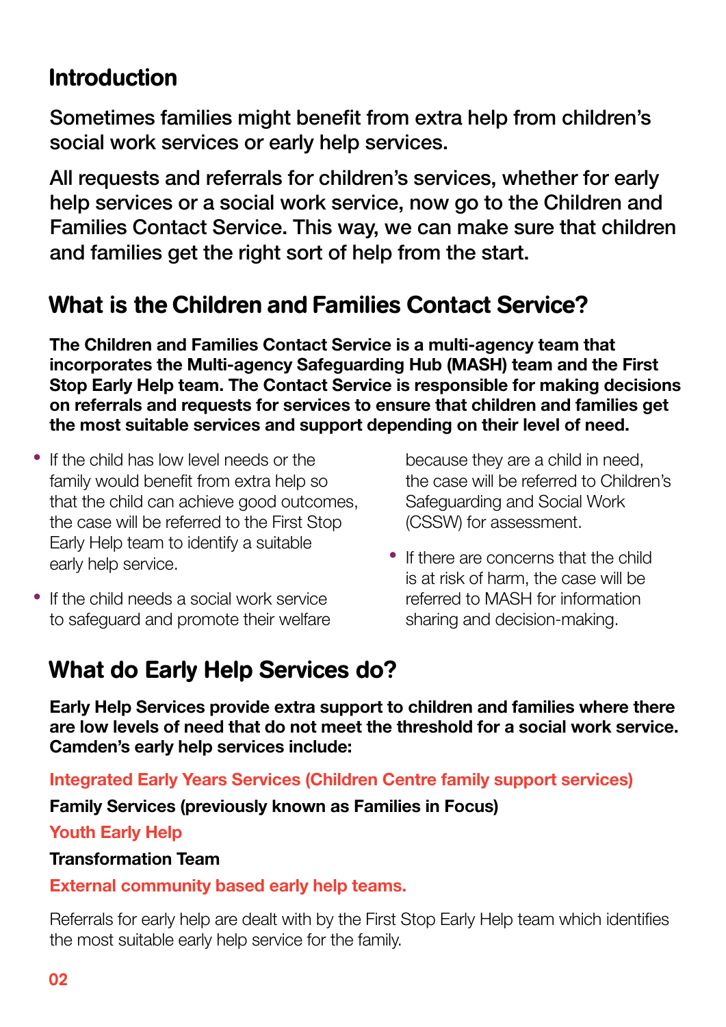## Introduction

Sometimes families might benefit from extra help from children's social work services or early help services.

All requests and referrals for children's services, whether for early help services or a social work service, now go to the Children and Families Contact Service. This way, we can make sure that children and families get the right sort of help from the start.

## What is the Children and Families Contact Service?

**The Children and Families Contact Service is a multi-agency team that incorporates the Multi-agency Safeguarding Hub (MASH) team and the First Stop Early Help team. The Contact Service is responsible for making decisions on referrals and requests for services to ensure that children and families get the most suitable services and support depending on their level of need.**

- If the child has low level needs or the family would benefit from extra help so that the child can achieve good outcomes, the case will be referred to the First Stop Early Help team to identify a suitable early help service.
- If the child needs a social work service to safeguard and promote their welfare because they are a child in need, the case will be referred to Children's Safeguarding and Social Work (CSSW) for assessment.
- If there are concerns that the child is at risk of harm, the case will be referred to MASH for information sharing and decision-making.

## What do Early Help Services do?

**Early Help Services provide extra support to children and families where there are low levels of need that do not meet the threshold for a social work service. Camden's early help services include:**

**Integrated Early Years Services (Children Centre family support services)**

**Family Services (previously known as Families in Focus)**

**Youth Early Help**

**Transformation Team**

**External community based early help teams.**

Referrals for early help are dealt with by the First Stop Early Help team which identifies the most suitable early help service for the family.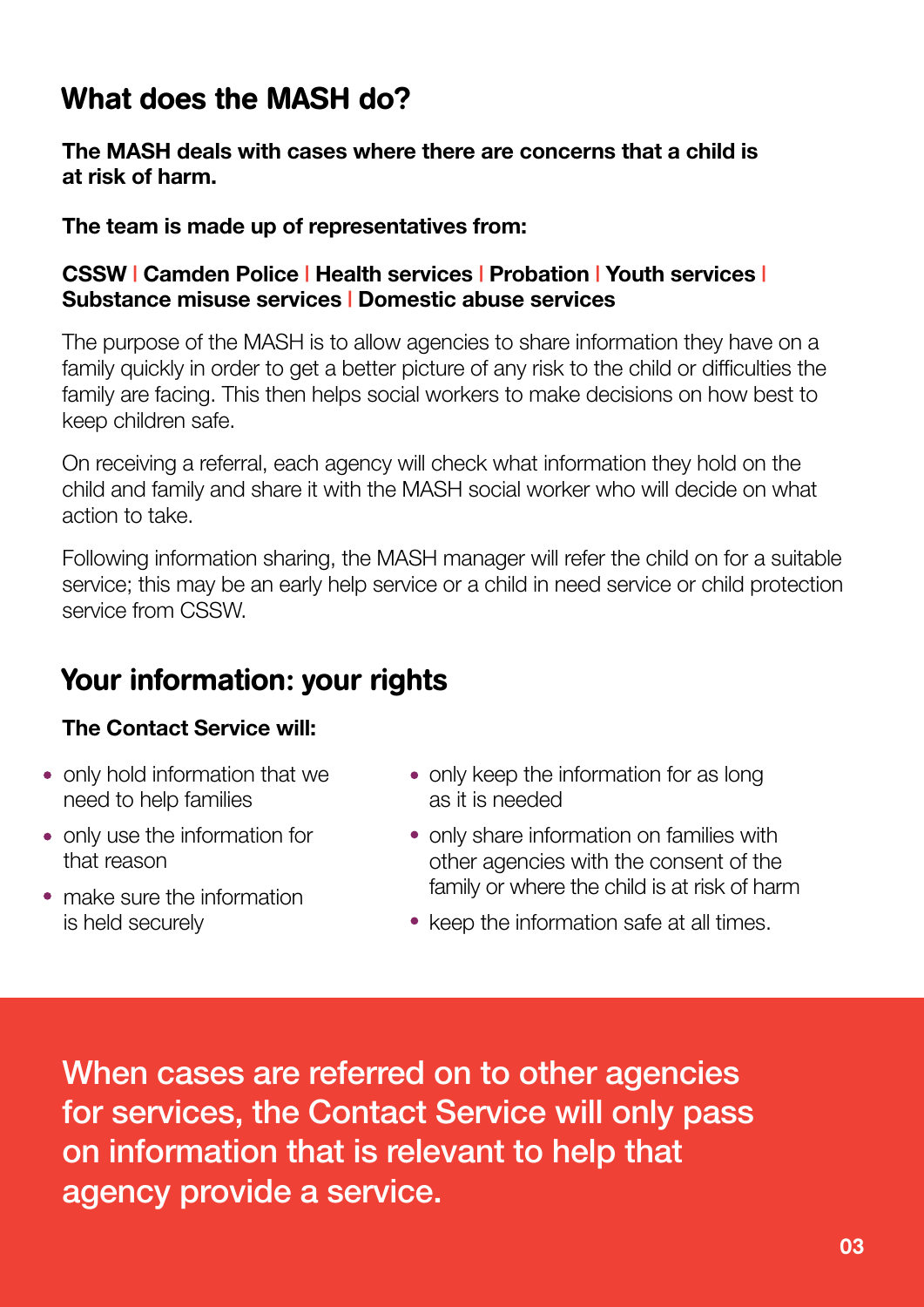## What does the MASH do?

**The MASH deals with cases where there are concerns that a child is at risk of harm.**

**The team is made up of representatives from:**

**CSSW | Camden Police | Health services | Probation | Youth services | Substance misuse services | Domestic abuse services**

The purpose of the MASH is to allow agencies to share information they have on a family quickly in order to get a better picture of any risk to the child or difficulties the family are facing. This then helps social workers to make decisions on how best to keep children safe.

On receiving a referral, each agency will check what information they hold on the child and family and share it with the MASH social worker who will decide on what action to take.

Following information sharing, the MASH manager will refer the child on for a suitable service; this may be an early help service or a child in need service or child protection service from CSSW.

## Your information: your rights

**The Contact Service will:**

- only hold information that we need to help families
- only use the information for that reason
- make sure the information is held securely
- only keep the information for as long as it is needed
- only share information on families with other agencies with the consent of the family or where the child is at risk of harm
- keep the information safe at all times.

When cases are referred on to other agencies for services, the Contact Service will only pass on information that is relevant to help that agency provide a service.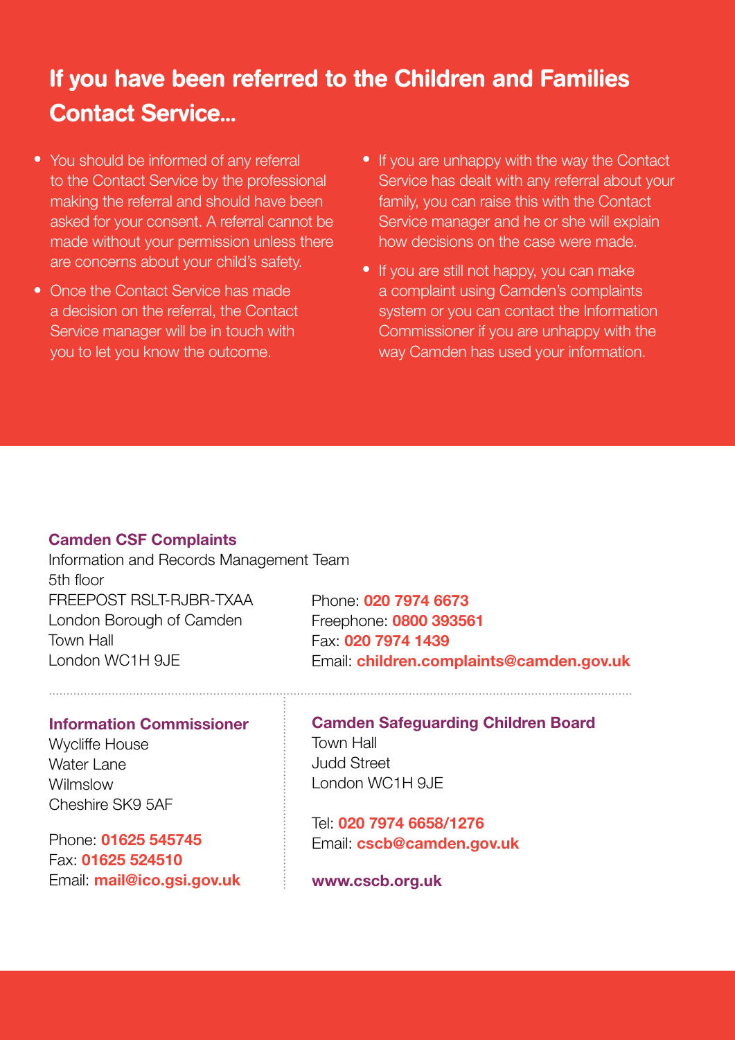## If you have been referred to the Children and Families Contact Service...

- You should be informed of any referral to the Contact Service by the professional making the referral and should have been asked for your consent. A referral cannot be made without your permission unless there are concerns about your child's safety.
- Once the Contact Service has made a decision on the referral, the Contact Service manager will be in touch with you to let you know the outcome.
- If you are unhappy with the way the Contact Service has dealt with any referral about your family, you can raise this with the Contact Service manager and he or she will explain how decisions on the case were made.
- If you are still not happy, you can make a complaint using Camden's complaints system or you can contact the Information Commissioner if you are unhappy with the way Camden has used your information.

**Camden CSF Complaints**
Information and Records Management Team
5th floor
FREEPOST RSLT-RJBR-TXAA
London Borough of Camden
Town Hall
London WC1H 9JE

Phone: **020 7974 6673**
Freephone: **0800 393561**
Fax: **020 7974 1439**
Email: **children.complaints@camden.gov.uk**

**Information Commissioner**
Wycliffe House
Water Lane
Wilmslow
Cheshire SK9 5AF

Phone: **01625 545745**
Fax: **01625 524510**
Email: **mail@ico.gsi.gov.uk**

**Camden Safeguarding Children Board**
Town Hall
Judd Street
London WC1H 9JE

Tel: **020 7974 6658/1276**
Email: **cscb@camden.gov.uk**

**www.cscb.org.uk**